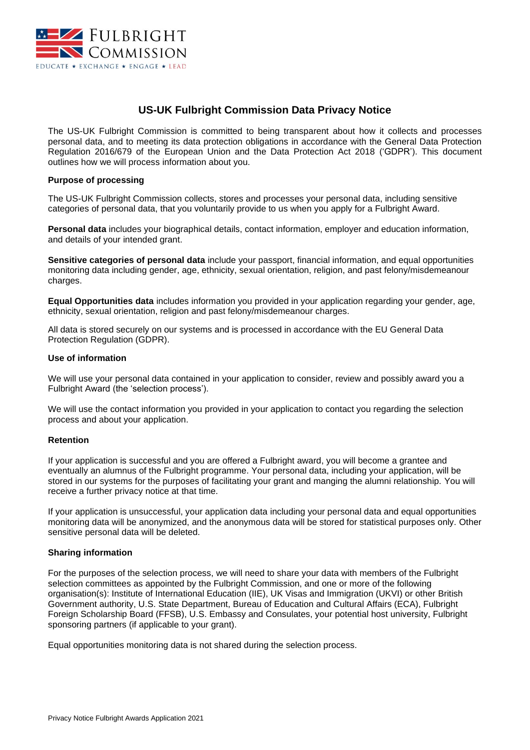# US-UK Fulbright Commission Data Privacy Notice

The US-UK Fulbright Commission is committed to being transparent about how it collects and processes personal data, and to meeting its data protection obligations in accordance with the General Data Protection Regulation 2016/679 of the European Union and the Data Protection Act 2018 ('GDPR'). This document outlines how we will process information about you.

**Purpose of processing**

The US-UK Fulbright Commission collects, stores and processes your personal data, including sensitive categories of personal data, that you voluntarily provide to us when you apply for a Fulbright Award.

**Personal data** includes your biographical details, contact information, employer and education information, and details of your intended grant.

**Sensitive categories of personal data** include your passport, financial information, and equal opportunities monitoring data including gender, age, ethnicity, sexual orientation, religion, and past felony/misdemeanour charges.

**Equal Opportunities data** includes information you provided in your application regarding your gender, age, ethnicity, sexual orientation, religion and past felony/misdemeanour charges.

All data is stored securely on our systems and is processed in accordance with the EU General Data Protection Regulation (GDPR).

**Use of information**

We will use your personal data contained in your application to consider, review and possibly award you a Fulbright Award (the 'selection process').

We will use the contact information you provided in your application to contact you regarding the selection process and about your application.

**Retention**

If your application is successful and you are offered a Fulbright award, you will become a grantee and eventually an alumnus of the Fulbright programme. Your personal data, including your application, will be stored in our systems for the purposes of facilitating your grant and manging the alumni relationship. You will receive a further privacy notice at that time.

If your application is unsuccessful, your application data including your personal data and equal opportunities monitoring data will be anonymized, and the anonymous data will be stored for statistical purposes only. Other sensitive personal data will be deleted.

**Sharing information**

For the purposes of the selection process, we will need to share your data with members of the Fulbright selection committees as appointed by the Fulbright Commission, and one or more of the following organisation(s): Institute of International Education (IIE), UK Visas and Immigration (UKVI) or other British Government authority, U.S. State Department, Bureau of Education and Cultural Affairs (ECA), Fulbright Foreign Scholarship Board (FFSB), U.S. Embassy and Consulates, your potential host university, Fulbright sponsoring partners (if applicable to your grant).

Equal opportunities monitoring data is not shared during the selection process.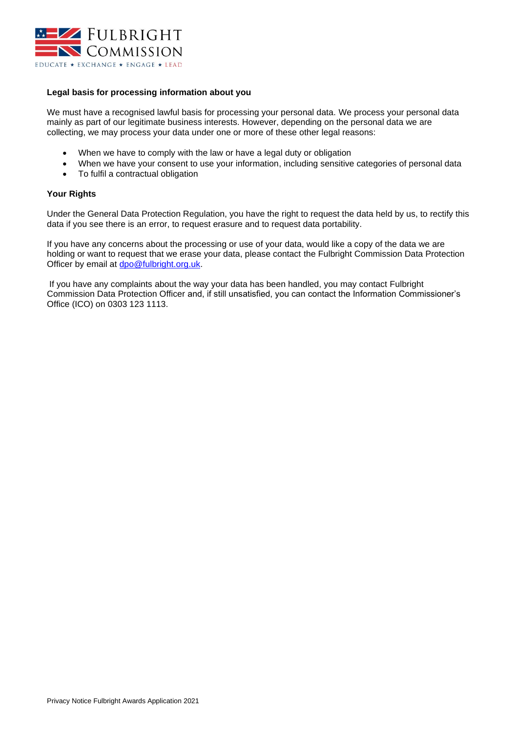**Legal basis for processing information about you**

We must have a recognised lawful basis for processing your personal data. We process your personal data mainly as part of our legitimate business interests. However, depending on the personal data we are collecting, we may process your data under one or more of these other legal reasons:

- When we have to comply with the law or have a legal duty or obligation
- When we have your consent to use your information, including sensitive categories of personal data
- To fulfil a contractual obligation

**Your Rights**

Under the General Data Protection Regulation, you have the right to request the data held by us, to rectify this data if you see there is an error, to request erasure and to request data portability.

If you have any concerns about the processing or use of your data, would like a copy of the data we are holding or want to request that we erase your data, please contact the Fulbright Commission Data Protection Officer by email at dpo@fulbright.org.uk.

If you have any complaints about the way your data has been handled, you may contact Fulbright Commission Data Protection Officer and, if still unsatisfied, you can contact the Information Commissioner's Office (ICO) on 0303 123 1113.